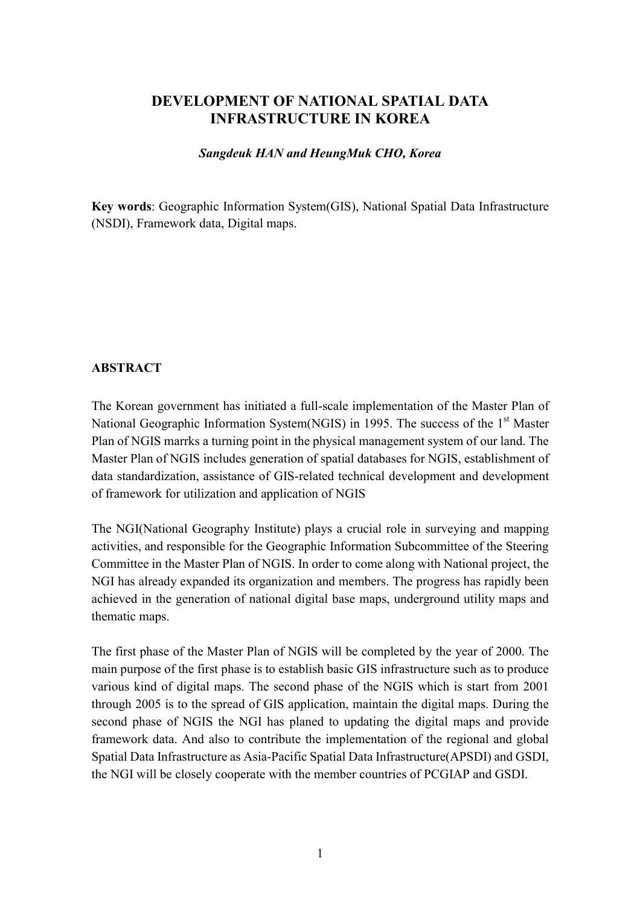# DEVELOPMENT OF NATIONAL SPATIAL DATA INFRASTRUCTURE IN KOREA

***Sangdeuk HAN and HeungMuk CHO, Korea***

**Key words**: Geographic Information System(GIS), National Spatial Data Infrastructure (NSDI), Framework data, Digital maps.

## ABSTRACT

The Korean government has initiated a full-scale implementation of the Master Plan of National Geographic Information System(NGIS) in 1995. The success of the 1st Master Plan of NGIS marrks a turning point in the physical management system of our land. The Master Plan of NGIS includes generation of spatial databases for NGIS, establishment of data standardization, assistance of GIS-related technical development and development of framework for utilization and application of NGIS

The NGI(National Geography Institute) plays a crucial role in surveying and mapping activities, and responsible for the Geographic Information Subcommittee of the Steering Committee in the Master Plan of NGIS. In order to come along with National project, the NGI has already expanded its organization and members. The progress has rapidly been achieved in the generation of national digital base maps, underground utility maps and thematic maps.

The first phase of the Master Plan of NGIS will be completed by the year of 2000. The main purpose of the first phase is to establish basic GIS infrastructure such as to produce various kind of digital maps. The second phase of the NGIS which is start from 2001 through 2005 is to the spread of GIS application, maintain the digital maps. During the second phase of NGIS the NGI has planed to updating the digital maps and provide framework data. And also to contribute the implementation of the regional and global Spatial Data Infrastructure as Asia-Pacific Spatial Data Infrastructure(APSDI) and GSDI, the NGI will be closely cooperate with the member countries of PCGIAP and GSDI.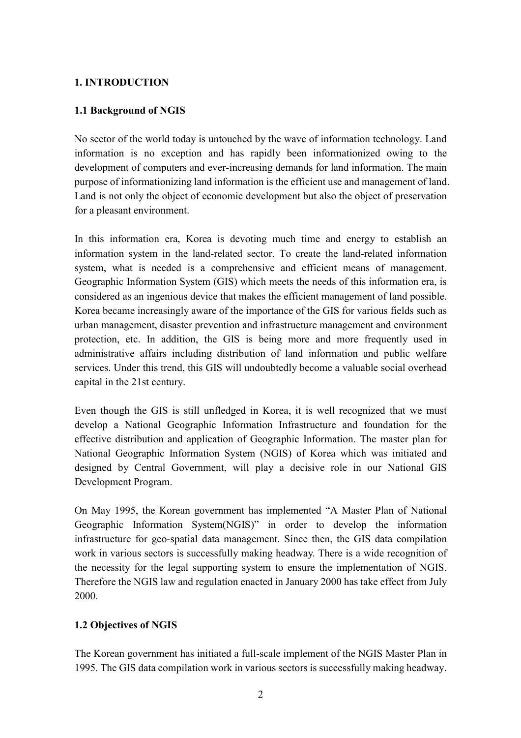## 1. INTRODUCTION

### 1.1 Background of NGIS

No sector of the world today is untouched by the wave of information technology. Land information is no exception and has rapidly been informationized owing to the development of computers and ever-increasing demands for land information. The main purpose of informationizing land information is the efficient use and management of land. Land is not only the object of economic development but also the object of preservation for a pleasant environment.

In this information era, Korea is devoting much time and energy to establish an information system in the land-related sector. To create the land-related information system, what is needed is a comprehensive and efficient means of management. Geographic Information System (GIS) which meets the needs of this information era, is considered as an ingenious device that makes the efficient management of land possible. Korea became increasingly aware of the importance of the GIS for various fields such as urban management, disaster prevention and infrastructure management and environment protection, etc. In addition, the GIS is being more and more frequently used in administrative affairs including distribution of land information and public welfare services. Under this trend, this GIS will undoubtedly become a valuable social overhead capital in the 21st century.

Even though the GIS is still unfledged in Korea, it is well recognized that we must develop a National Geographic Information Infrastructure and foundation for the effective distribution and application of Geographic Information. The master plan for National Geographic Information System (NGIS) of Korea which was initiated and designed by Central Government, will play a decisive role in our National GIS Development Program.

On May 1995, the Korean government has implemented "A Master Plan of National Geographic Information System(NGIS)" in order to develop the information infrastructure for geo-spatial data management. Since then, the GIS data compilation work in various sectors is successfully making headway. There is a wide recognition of the necessity for the legal supporting system to ensure the implementation of NGIS. Therefore the NGIS law and regulation enacted in January 2000 has take effect from July 2000.

### 1.2 Objectives of NGIS

The Korean government has initiated a full-scale implement of the NGIS Master Plan in 1995. The GIS data compilation work in various sectors is successfully making headway.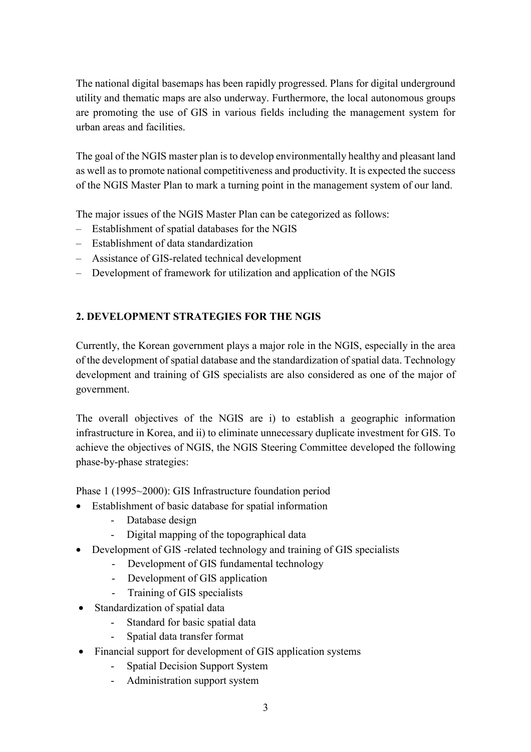The national digital basemaps has been rapidly progressed. Plans for digital underground utility and thematic maps are also underway. Furthermore, the local autonomous groups are promoting the use of GIS in various fields including the management system for urban areas and facilities.

The goal of the NGIS master plan is to develop environmentally healthy and pleasant land as well as to promote national competitiveness and productivity. It is expected the success of the NGIS Master Plan to mark a turning point in the management system of our land.

The major issues of the NGIS Master Plan can be categorized as follows:

- Establishment of spatial databases for the NGIS
- Establishment of data standardization
- Assistance of GIS-related technical development
- Development of framework for utilization and application of the NGIS

## 2. DEVELOPMENT STRATEGIES FOR THE NGIS

Currently, the Korean government plays a major role in the NGIS, especially in the area of the development of spatial database and the standardization of spatial data. Technology development and training of GIS specialists are also considered as one of the major of government.

The overall objectives of the NGIS are i) to establish a geographic information infrastructure in Korea, and ii) to eliminate unnecessary duplicate investment for GIS. To achieve the objectives of NGIS, the NGIS Steering Committee developed the following phase-by-phase strategies:

Phase 1 (1995~2000): GIS Infrastructure foundation period

- Establishment of basic database for spatial information
  - Database design
  - Digital mapping of the topographical data
- Development of GIS -related technology and training of GIS specialists
  - Development of GIS fundamental technology
  - Development of GIS application
  - Training of GIS specialists
- Standardization of spatial data
  - Standard for basic spatial data
  - Spatial data transfer format
- Financial support for development of GIS application systems
  - Spatial Decision Support System
  - Administration support system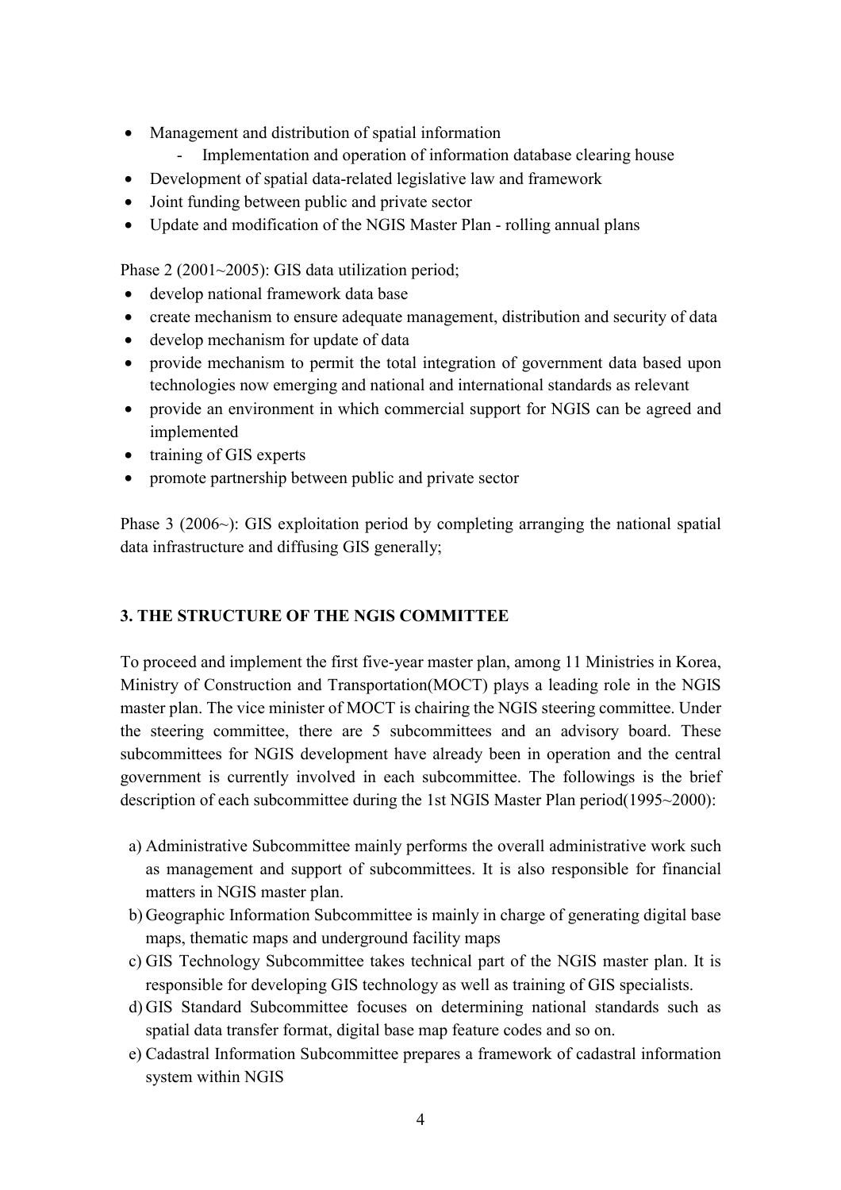- Management and distribution of spatial information
    - Implementation and operation of information database clearing house
- Development of spatial data-related legislative law and framework
- Joint funding between public and private sector
- Update and modification of the NGIS Master Plan - rolling annual plans

Phase 2 (2001~2005): GIS data utilization period;

- develop national framework data base
- create mechanism to ensure adequate management, distribution and security of data
- develop mechanism for update of data
- provide mechanism to permit the total integration of government data based upon technologies now emerging and national and international standards as relevant
- provide an environment in which commercial support for NGIS can be agreed and implemented
- training of GIS experts
- promote partnership between public and private sector

Phase 3 (2006~): GIS exploitation period by completing arranging the national spatial data infrastructure and diffusing GIS generally;

## 3. THE STRUCTURE OF THE NGIS COMMITTEE

To proceed and implement the first five-year master plan, among 11 Ministries in Korea, Ministry of Construction and Transportation(MOCT) plays a leading role in the NGIS master plan. The vice minister of MOCT is chairing the NGIS steering committee. Under the steering committee, there are 5 subcommittees and an advisory board. These subcommittees for NGIS development have already been in operation and the central government is currently involved in each subcommittee. The followings is the brief description of each subcommittee during the 1st NGIS Master Plan period(1995~2000):

a) Administrative Subcommittee mainly performs the overall administrative work such as management and support of subcommittees. It is also responsible for financial matters in NGIS master plan.
b) Geographic Information Subcommittee is mainly in charge of generating digital base maps, thematic maps and underground facility maps
c) GIS Technology Subcommittee takes technical part of the NGIS master plan. It is responsible for developing GIS technology as well as training of GIS specialists.
d) GIS Standard Subcommittee focuses on determining national standards such as spatial data transfer format, digital base map feature codes and so on.
e) Cadastral Information Subcommittee prepares a framework of cadastral information system within NGIS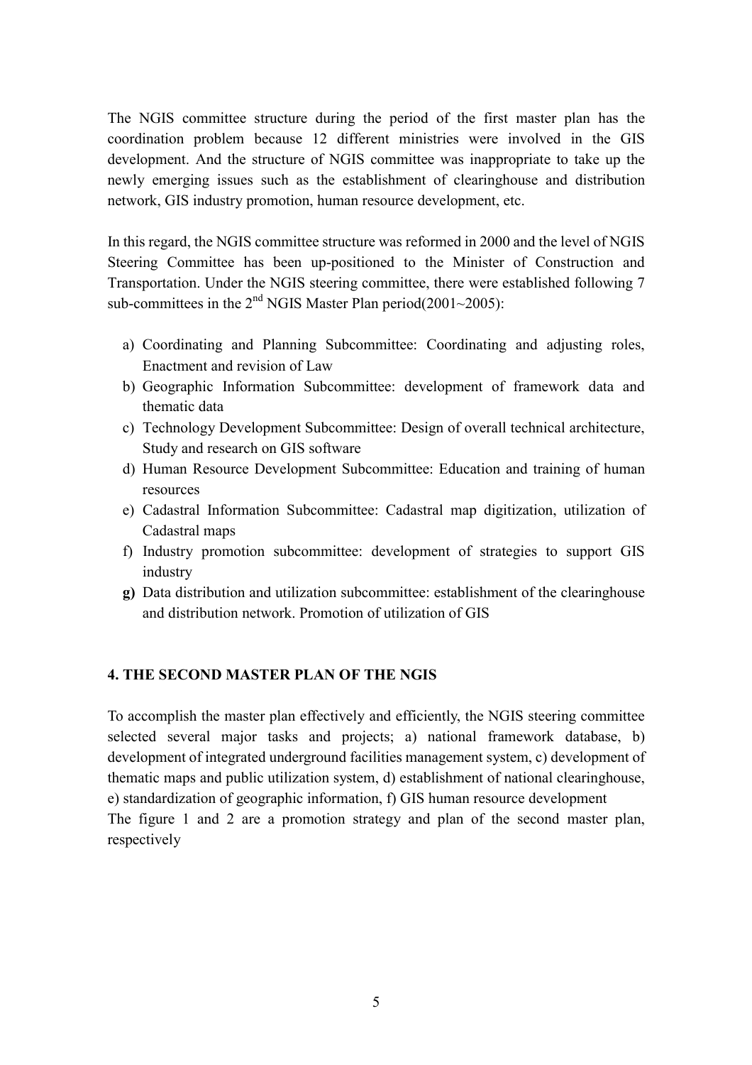The NGIS committee structure during the period of the first master plan has the coordination problem because 12 different ministries were involved in the GIS development. And the structure of NGIS committee was inappropriate to take up the newly emerging issues such as the establishment of clearinghouse and distribution network, GIS industry promotion, human resource development, etc.

In this regard, the NGIS committee structure was reformed in 2000 and the level of NGIS Steering Committee has been up-positioned to the Minister of Construction and Transportation. Under the NGIS steering committee, there were established following 7 sub-committees in the 2$^{nd}$ NGIS Master Plan period(2001~2005):

a) Coordinating and Planning Subcommittee: Coordinating and adjusting roles, Enactment and revision of Law
b) Geographic Information Subcommittee: development of framework data and thematic data
c) Technology Development Subcommittee: Design of overall technical architecture, Study and research on GIS software
d) Human Resource Development Subcommittee: Education and training of human resources
e) Cadastral Information Subcommittee: Cadastral map digitization, utilization of Cadastral maps
f) Industry promotion subcommittee: development of strategies to support GIS industry
**g)** Data distribution and utilization subcommittee: establishment of the clearinghouse and distribution network. Promotion of utilization of GIS

## 4. THE SECOND MASTER PLAN OF THE NGIS

To accomplish the master plan effectively and efficiently, the NGIS steering committee selected several major tasks and projects; a) national framework database, b) development of integrated underground facilities management system, c) development of thematic maps and public utilization system, d) establishment of national clearinghouse, e) standardization of geographic information, f) GIS human resource development
The figure 1 and 2 are a promotion strategy and plan of the second master plan, respectively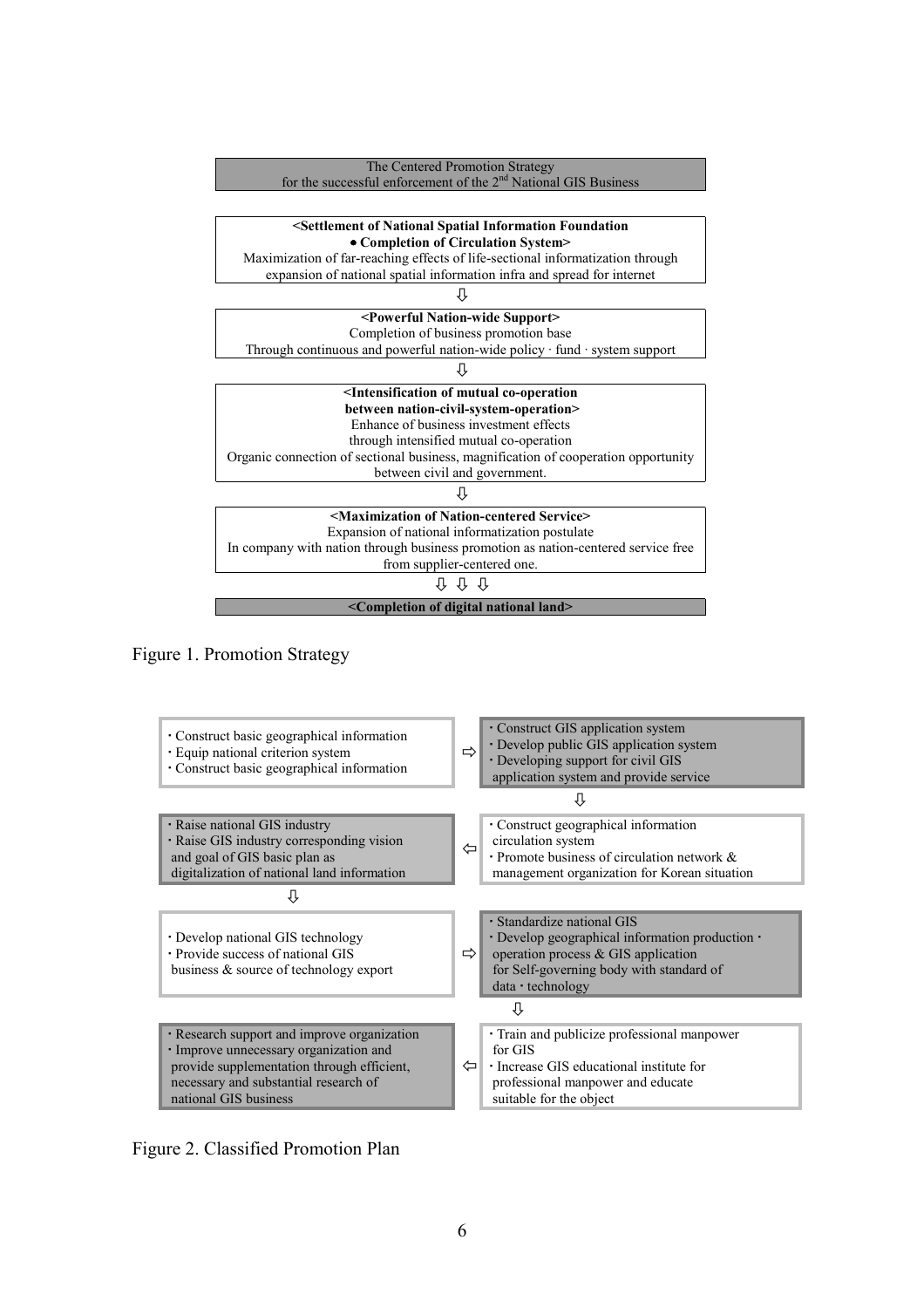The Centered Promotion Strategy
for the successful enforcement of the 2nd National GIS Business

**<Settlement of National Spatial Information Foundation**
**• Completion of Circulation System>**
Maximization of far-reaching effects of life-sectional informatization through expansion of national spatial information infra and spread for internet

⇩

**<Powerful Nation-wide Support>**
Completion of business promotion base
Through continuous and powerful nation-wide policy · fund · system support

⇩

**<Intensification of mutual co-operation**
**between nation-civil-system-operation>**
Enhance of business investment effects
through intensified mutual co-operation
Organic connection of sectional business, magnification of cooperation opportunity between civil and government.

⇩

**<Maximization of Nation-centered Service>**
Expansion of national informatization postulate
In company with nation through business promotion as nation-centered service free from supplier-centered one.

⇩ ⇩ ⇩

**<Completion of digital national land>**

Figure 1. Promotion Strategy

- Construct basic geographical information
- Equip national criterion system
- Construct basic geographical information

⇨

- Construct GIS application system
- Develop public GIS application system
- Developing support for civil GIS application system and provide service

⇩

- Construct geographical information circulation system
- Promote business of circulation network & management organization for Korean situation

⇦

- Raise national GIS industry
- Raise GIS industry corresponding vision and goal of GIS basic plan as digitalization of national land information

⇩

- Develop national GIS technology
- Provide success of national GIS business & source of technology export

⇨

- Standardize national GIS
- Develop geographical information production · operation process & GIS application for Self-governing body with standard of data · technology

⇩

- Train and publicize professional manpower for GIS
- Increase GIS educational institute for professional manpower and educate suitable for the object

⇦

- Research support and improve organization
- Improve unnecessary organization and provide supplementation through efficient, necessary and substantial research of national GIS business

Figure 2. Classified Promotion Plan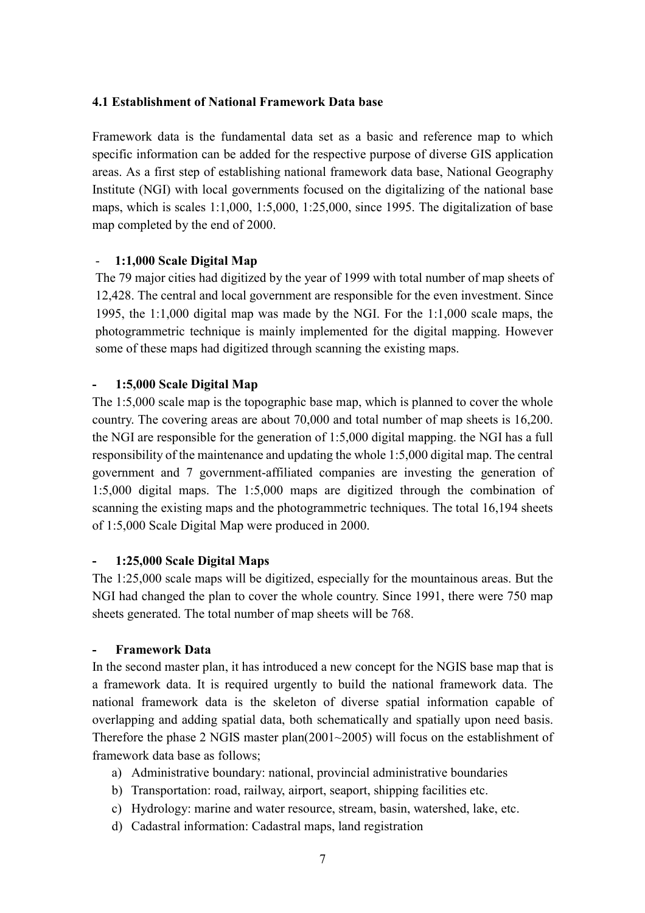### 4.1 Establishment of National Framework Data base

Framework data is the fundamental data set as a basic and reference map to which specific information can be added for the respective purpose of diverse GIS application areas. As a first step of establishing national framework data base, National Geography Institute (NGI) with local governments focused on the digitalizing of the national base maps, which is scales 1:1,000, 1:5,000, 1:25,000, since 1995. The digitalization of base map completed by the end of 2000.

- **1:1,000 Scale Digital Map**

The 79 major cities had digitized by the year of 1999 with total number of map sheets of 12,428. The central and local government are responsible for the even investment. Since 1995, the 1:1,000 digital map was made by the NGI. For the 1:1,000 scale maps, the photogrammetric technique is mainly implemented for the digital mapping. However some of these maps had digitized through scanning the existing maps.

- **1:5,000 Scale Digital Map**

The 1:5,000 scale map is the topographic base map, which is planned to cover the whole country. The covering areas are about 70,000 and total number of map sheets is 16,200. the NGI are responsible for the generation of 1:5,000 digital mapping. the NGI has a full responsibility of the maintenance and updating the whole 1:5,000 digital map. The central government and 7 government-affiliated companies are investing the generation of 1:5,000 digital maps. The 1:5,000 maps are digitized through the combination of scanning the existing maps and the photogrammetric techniques. The total 16,194 sheets of 1:5,000 Scale Digital Map were produced in 2000.

- **1:25,000 Scale Digital Maps**

The 1:25,000 scale maps will be digitized, especially for the mountainous areas. But the NGI had changed the plan to cover the whole country. Since 1991, there were 750 map sheets generated. The total number of map sheets will be 768.

- **Framework Data**

In the second master plan, it has introduced a new concept for the NGIS base map that is a framework data. It is required urgently to build the national framework data. The national framework data is the skeleton of diverse spatial information capable of overlapping and adding spatial data, both schematically and spatially upon need basis. Therefore the phase 2 NGIS master plan(2001~2005) will focus on the establishment of framework data base as follows;

a) Administrative boundary: national, provincial administrative boundaries
b) Transportation: road, railway, airport, seaport, shipping facilities etc.
c) Hydrology: marine and water resource, stream, basin, watershed, lake, etc.
d) Cadastral information: Cadastral maps, land registration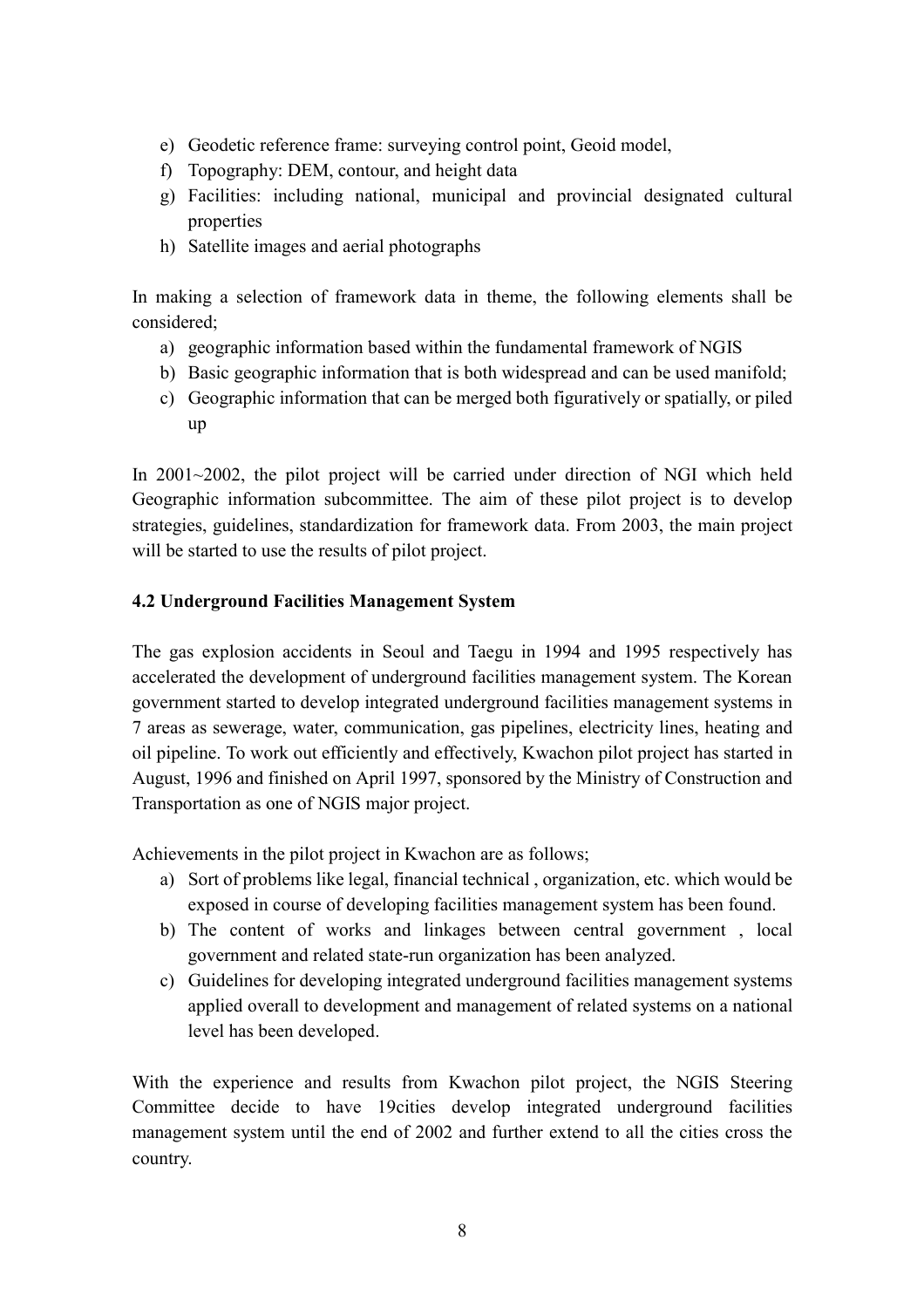e) Geodetic reference frame: surveying control point, Geoid model,
f) Topography: DEM, contour, and height data
g) Facilities: including national, municipal and provincial designated cultural properties
h) Satellite images and aerial photographs

In making a selection of framework data in theme, the following elements shall be considered;

a) geographic information based within the fundamental framework of NGIS
b) Basic geographic information that is both widespread and can be used manifold;
c) Geographic information that can be merged both figuratively or spatially, or piled up

In 2001~2002, the pilot project will be carried under direction of NGI which held Geographic information subcommittee. The aim of these pilot project is to develop strategies, guidelines, standardization for framework data. From 2003, the main project will be started to use the results of pilot project.

**4.2 Underground Facilities Management System**

The gas explosion accidents in Seoul and Taegu in 1994 and 1995 respectively has accelerated the development of underground facilities management system. The Korean government started to develop integrated underground facilities management systems in 7 areas as sewerage, water, communication, gas pipelines, electricity lines, heating and oil pipeline. To work out efficiently and effectively, Kwachon pilot project has started in August, 1996 and finished on April 1997, sponsored by the Ministry of Construction and Transportation as one of NGIS major project.

Achievements in the pilot project in Kwachon are as follows;

a) Sort of problems like legal, financial technical , organization, etc. which would be exposed in course of developing facilities management system has been found.
b) The content of works and linkages between central government , local government and related state-run organization has been analyzed.
c) Guidelines for developing integrated underground facilities management systems applied overall to development and management of related systems on a national level has been developed.

With the experience and results from Kwachon pilot project, the NGIS Steering Committee decide to have 19cities develop integrated underground facilities management system until the end of 2002 and further extend to all the cities cross the country.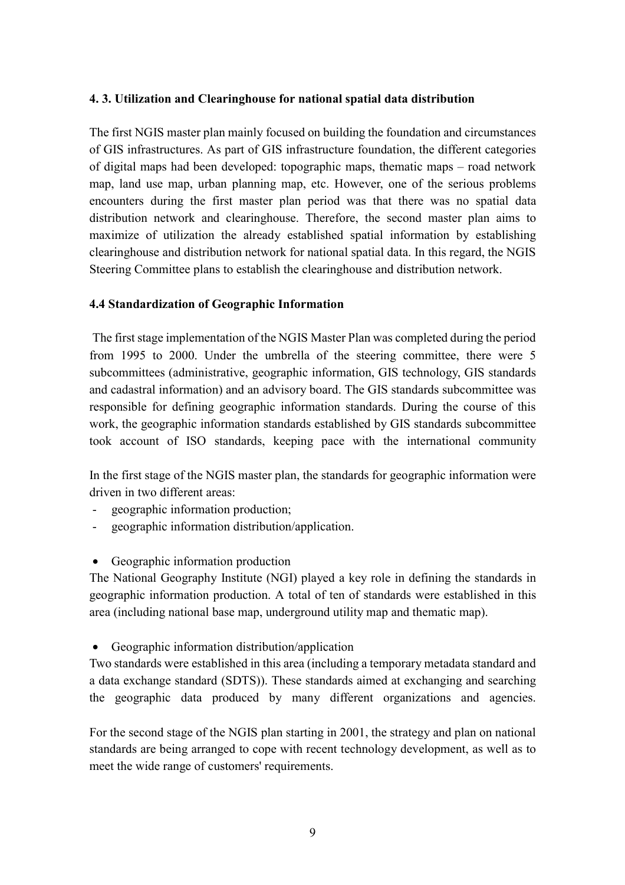### 4. 3. Utilization and Clearinghouse for national spatial data distribution

The first NGIS master plan mainly focused on building the foundation and circumstances of GIS infrastructures. As part of GIS infrastructure foundation, the different categories of digital maps had been developed: topographic maps, thematic maps – road network map, land use map, urban planning map, etc. However, one of the serious problems encounters during the first master plan period was that there was no spatial data distribution network and clearinghouse. Therefore, the second master plan aims to maximize of utilization the already established spatial information by establishing clearinghouse and distribution network for national spatial data. In this regard, the NGIS Steering Committee plans to establish the clearinghouse and distribution network.

### 4.4 Standardization of Geographic Information

The first stage implementation of the NGIS Master Plan was completed during the period from 1995 to 2000. Under the umbrella of the steering committee, there were 5 subcommittees (administrative, geographic information, GIS technology, GIS standards and cadastral information) and an advisory board. The GIS standards subcommittee was responsible for defining geographic information standards. During the course of this work, the geographic information standards established by GIS standards subcommittee took account of ISO standards, keeping pace with the international community

In the first stage of the NGIS master plan, the standards for geographic information were driven in two different areas:

- geographic information production;
- geographic information distribution/application.

- Geographic information production

The National Geography Institute (NGI) played a key role in defining the standards in geographic information production. A total of ten of standards were established in this area (including national base map, underground utility map and thematic map).

- Geographic information distribution/application

Two standards were established in this area (including a temporary metadata standard and a data exchange standard (SDTS)). These standards aimed at exchanging and searching the geographic data produced by many different organizations and agencies.

For the second stage of the NGIS plan starting in 2001, the strategy and plan on national standards are being arranged to cope with recent technology development, as well as to meet the wide range of customers' requirements.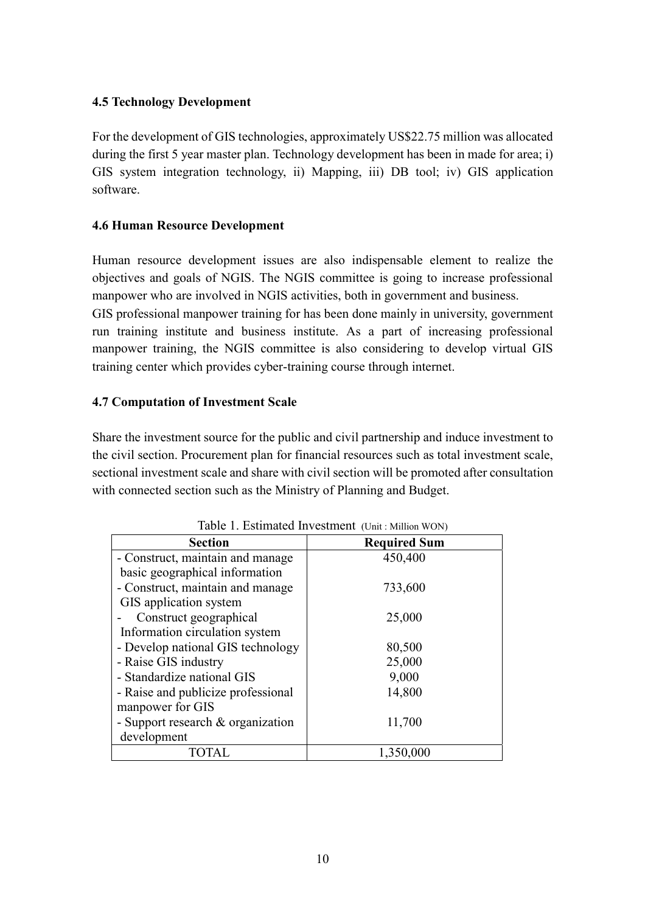### 4.5 Technology Development

For the development of GIS technologies, approximately US$22.75 million was allocated during the first 5 year master plan. Technology development has been in made for area; i) GIS system integration technology, ii) Mapping, iii) DB tool; iv) GIS application software.

### 4.6 Human Resource Development

Human resource development issues are also indispensable element to realize the objectives and goals of NGIS. The NGIS committee is going to increase professional manpower who are involved in NGIS activities, both in government and business.

GIS professional manpower training for has been done mainly in university, government run training institute and business institute. As a part of increasing professional manpower training, the NGIS committee is also considering to develop virtual GIS training center which provides cyber-training course through internet.

### 4.7 Computation of Investment Scale

Share the investment source for the public and civil partnership and induce investment to the civil section. Procurement plan for financial resources such as total investment scale, sectional investment scale and share with civil section will be promoted after consultation with connected section such as the Ministry of Planning and Budget.

Table 1. Estimated Investment (Unit : Million WON)

| Section | Required Sum |
|---|---|
| - Construct, maintain and manage basic geographical information | 450,400 |
| - Construct, maintain and manage GIS application system | 733,600 |
| - Construct geographical Information circulation system | 25,000 |
| - Develop national GIS technology | 80,500 |
| - Raise GIS industry | 25,000 |
| - Standardize national GIS | 9,000 |
| - Raise and publicize professional manpower for GIS | 14,800 |
| - Support research & organization development | 11,700 |
| TOTAL | 1,350,000 |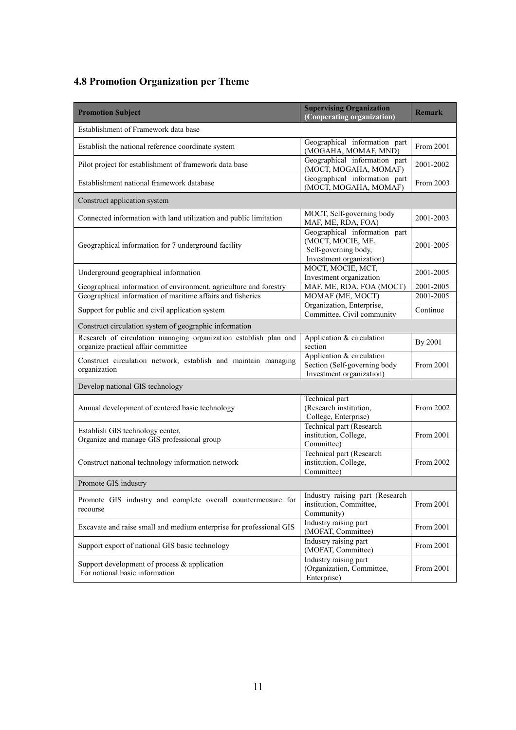## 4.8 Promotion Organization per Theme

| Promotion Subject | Supervising Organization (Cooperating organization) | Remark |
|---|---|---|
| Establishment of Framework data base | | |
| Establish the national reference coordinate system | Geographical information part (MOGAHA, MOMAF, MND) | From 2001 |
| Pilot project for establishment of framework data base | Geographical information part (MOCT, MOGAHA, MOMAF) | 2001-2002 |
| Establishment national framework database | Geographical information part (MOCT, MOGAHA, MOMAF) | From 2003 |
| Construct application system | | |
| Connected information with land utilization and public limitation | MOCT, Self-governing body MAF, ME, RDA, FOA) | 2001-2003 |
| Geographical information for 7 underground facility | Geographical information part (MOCT, MOCIE, ME, Self-governing body, Investment organization) | 2001-2005 |
| Underground geographical information | MOCT, MOCIE, MCT, Investment organization | 2001-2005 |
| Geographical information of environment, agriculture and forestry | MAF, ME, RDA, FOA (MOCT) | 2001-2005 |
| Geographical information of maritime affairs and fisheries | MOMAF (ME, MOCT) | 2001-2005 |
| Support for public and civil application system | Organization, Enterprise, Committee, Civil community | Continue |
| Construct circulation system of geographic information | | |
| Research of circulation managing organization establish plan and organize practical affair committee | Application & circulation section | By 2001 |
| Construct circulation network, establish and maintain managing organization | Application & circulation Section (Self-governing body Investment organization) | From 2001 |
| Develop national GIS technology | | |
| Annual development of centered basic technology | Technical part (Research institution, College, Enterprise) | From 2002 |
| Establish GIS technology center, Organize and manage GIS professional group | Technical part (Research institution, College, Committee) | From 2001 |
| Construct national technology information network | Technical part (Research institution, College, Committee) | From 2002 |
| Promote GIS industry | | |
| Promote GIS industry and complete overall countermeasure for recourse | Industry raising part (Research institution, Committee, Community) | From 2001 |
| Excavate and raise small and medium enterprise for professional GIS | Industry raising part (MOFAT, Committee) | From 2001 |
| Support export of national GIS basic technology | Industry raising part (MOFAT, Committee) | From 2001 |
| Support development of process & application For national basic information | Industry raising part (Organization, Committee, Enterprise) | From 2001 |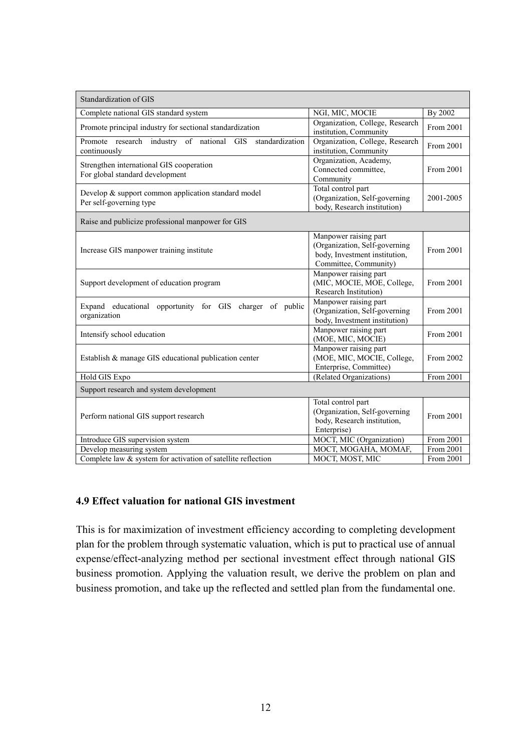| Standardization of GIS | | |
|---|---|---|
| Complete national GIS standard system | NGI, MIC, MOCIE | By 2002 |
| Promote principal industry for sectional standardization | Organization, College, Research institution, Community | From 2001 |
| Promote research industry of national GIS standardization continuously | Organization, College, Research institution, Community | From 2001 |
| Strengthen international GIS cooperation For global standard development | Organization, Academy, Connected committee, Community | From 2001 |
| Develop & support common application standard model Per self-governing type | Total control part (Organization, Self-governing body, Research institution) | 2001-2005 |
| **Raise and publicize professional manpower for GIS** | | |
| Increase GIS manpower training institute | Manpower raising part (Organization, Self-governing body, Investment institution, Committee, Community) | From 2001 |
| Support development of education program | Manpower raising part (MIC, MOCIE, MOE, College, Research Institution) | From 2001 |
| Expand educational opportunity for GIS charger of public organization | Manpower raising part (Organization, Self-governing body, Investment institution) | From 2001 |
| Intensify school education | Manpower raising part (MOE, MIC, MOCIE) | From 2001 |
| Establish & manage GIS educational publication center | Manpower raising part (MOE, MIC, MOCIE, College, Enterprise, Committee) | From 2002 |
| Hold GIS Expo | (Related Organizations) | From 2001 |
| **Support research and system development** | | |
| Perform national GIS support research | Total control part (Organization, Self-governing body, Research institution, Enterprise) | From 2001 |
| Introduce GIS supervision system | MOCT, MIC (Organization) | From 2001 |
| Develop measuring system | MOCT, MOGAHA, MOMAF, | From 2001 |
| Complete law & system for activation of satellite reflection | MOCT, MOST, MIC | From 2001 |

### 4.9 Effect valuation for national GIS investment

This is for maximization of investment efficiency according to completing development plan for the problem through systematic valuation, which is put to practical use of annual expense/effect-analyzing method per sectional investment effect through national GIS business promotion. Applying the valuation result, we derive the problem on plan and business promotion, and take up the reflected and settled plan from the fundamental one.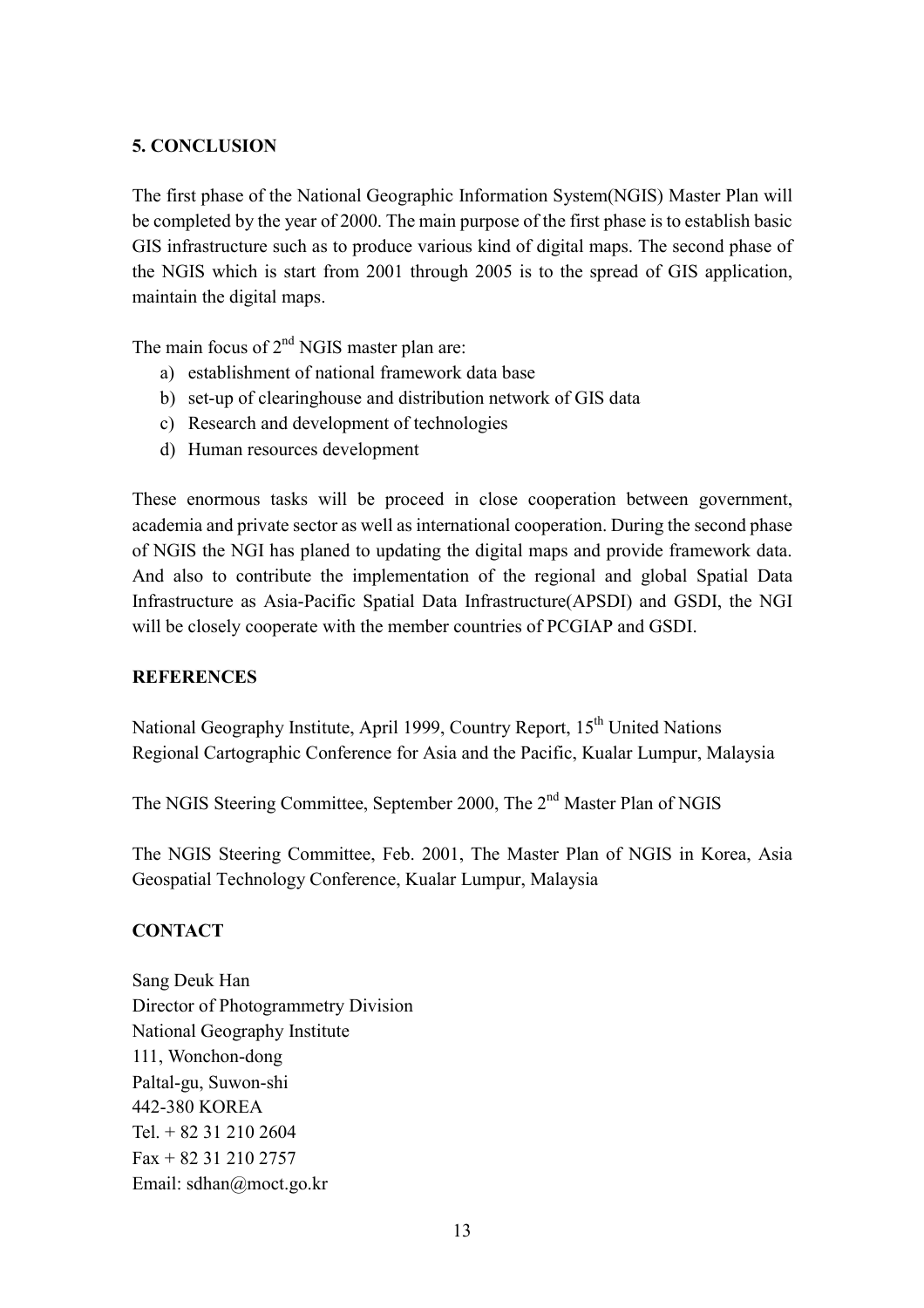## 5. CONCLUSION

The first phase of the National Geographic Information System(NGIS) Master Plan will be completed by the year of 2000. The main purpose of the first phase is to establish basic GIS infrastructure such as to produce various kind of digital maps. The second phase of the NGIS which is start from 2001 through 2005 is to the spread of GIS application, maintain the digital maps.

The main focus of 2nd NGIS master plan are:

a) establishment of national framework data base
b) set-up of clearinghouse and distribution network of GIS data
c) Research and development of technologies
d) Human resources development

These enormous tasks will be proceed in close cooperation between government, academia and private sector as well as international cooperation. During the second phase of NGIS the NGI has planed to updating the digital maps and provide framework data. And also to contribute the implementation of the regional and global Spatial Data Infrastructure as Asia-Pacific Spatial Data Infrastructure(APSDI) and GSDI, the NGI will be closely cooperate with the member countries of PCGIAP and GSDI.

## REFERENCES

National Geography Institute, April 1999, Country Report, 15th United Nations Regional Cartographic Conference for Asia and the Pacific, Kualar Lumpur, Malaysia

The NGIS Steering Committee, September 2000, The 2nd Master Plan of NGIS

The NGIS Steering Committee, Feb. 2001, The Master Plan of NGIS in Korea, Asia Geospatial Technology Conference, Kualar Lumpur, Malaysia

## CONTACT

Sang Deuk Han
Director of Photogrammetry Division
National Geography Institute
111, Wonchon-dong
Paltal-gu, Suwon-shi
442-380 KOREA
Tel. + 82 31 210 2604
Fax + 82 31 210 2757
Email: sdhan@moct.go.kr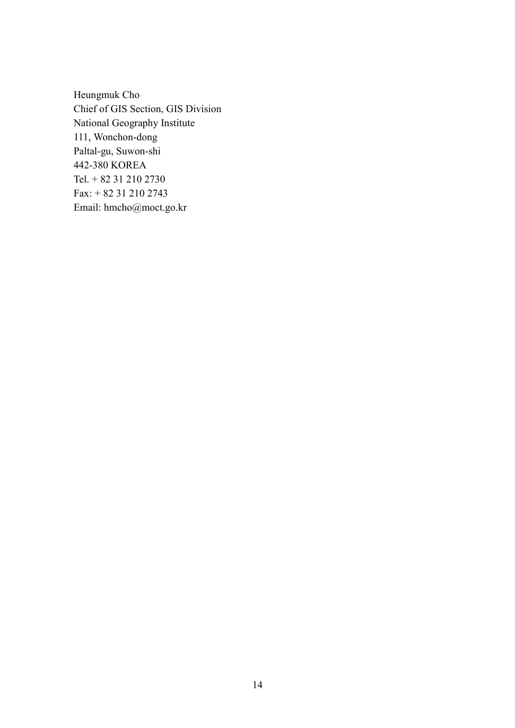Heungmuk Cho  
Chief of GIS Section, GIS Division  
National Geography Institute  
111, Wonchon-dong  
Paltal-gu, Suwon-shi  
442-380 KOREA  
Tel. + 82 31 210 2730  
Fax: + 82 31 210 2743  
Email: hmcho@moct.go.kr